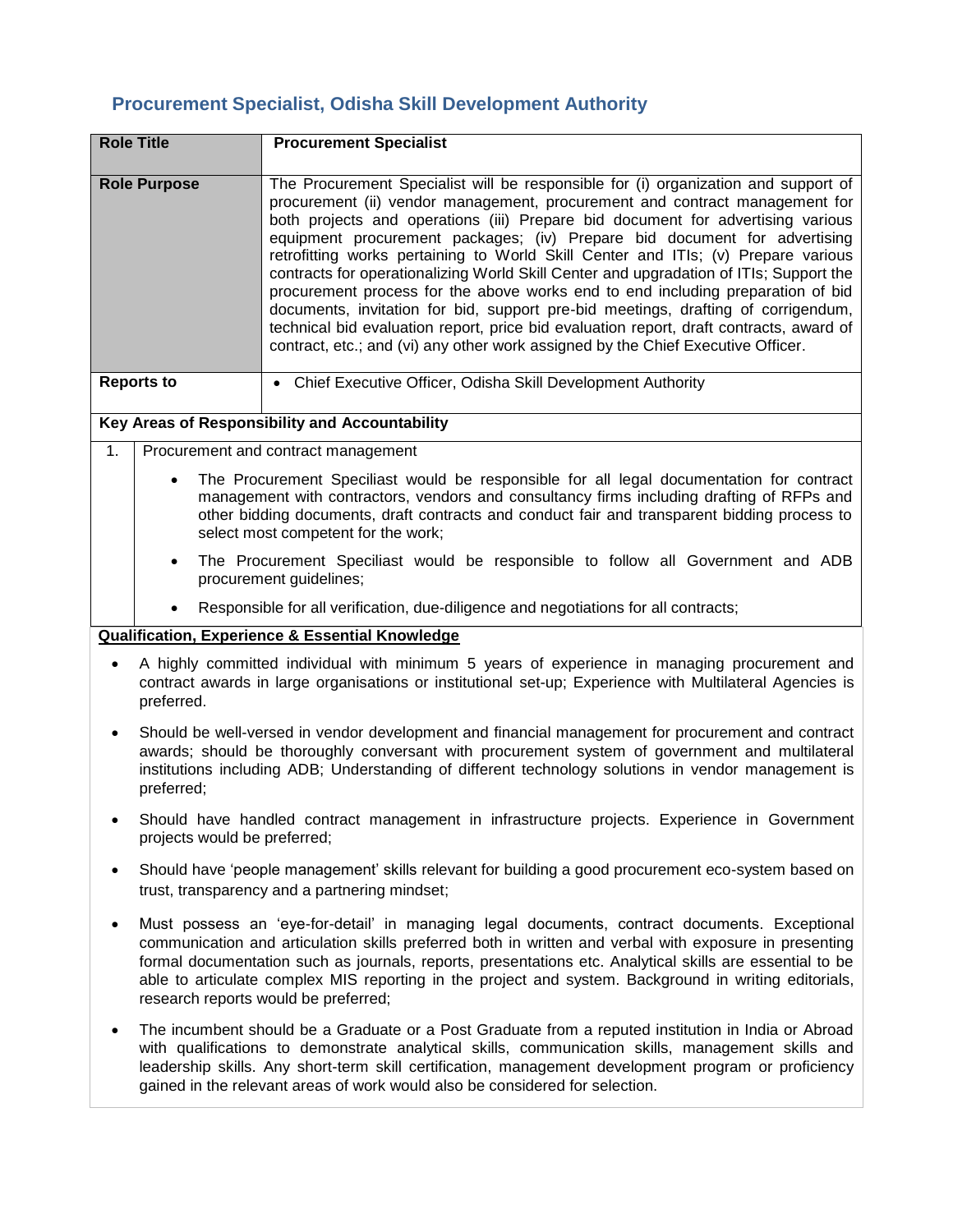## Procurement Specialist, Odisha Skill Development Authority

| **Role Title** | **Procurement Specialist** |
|---|---|
| **Role Purpose** | The Procurement Specialist will be responsible for (i) organization and support of procurement (ii) vendor management, procurement and contract management for both projects and operations (iii) Prepare bid document for advertising various equipment procurement packages; (iv) Prepare bid document for advertising retrofitting works pertaining to World Skill Center and ITIs; (v) Prepare various contracts for operationalizing World Skill Center and upgradation of ITIs; Support the procurement process for the above works end to end including preparation of bid documents, invitation for bid, support pre-bid meetings, drafting of corrigendum, technical bid evaluation report, price bid evaluation report, draft contracts, award of contract, etc.; and (vi) any other work assigned by the Chief Executive Officer. |
| **Reports to** | • Chief Executive Officer, Odisha Skill Development Authority |

**Key Areas of Responsibility and Accountability**

1. Procurement and contract management
   - The Procurement Speciliast would be responsible for all legal documentation for contract management with contractors, vendors and consultancy firms including drafting of RFPs and other bidding documents, draft contracts and conduct fair and transparent bidding process to select most competent for the work;
   - The Procurement Speciliast would be responsible to follow all Government and ADB procurement guidelines;
   - Responsible for all verification, due-diligence and negotiations for all contracts;

**Qualification, Experience & Essential Knowledge**

- A highly committed individual with minimum 5 years of experience in managing procurement and contract awards in large organisations or institutional set-up; Experience with Multilateral Agencies is preferred.
- Should be well-versed in vendor development and financial management for procurement and contract awards; should be thoroughly conversant with procurement system of government and multilateral institutions including ADB; Understanding of different technology solutions in vendor management is preferred;
- Should have handled contract management in infrastructure projects. Experience in Government projects would be preferred;
- Should have 'people management' skills relevant for building a good procurement eco-system based on trust, transparency and a partnering mindset;
- Must possess an 'eye-for-detail' in managing legal documents, contract documents. Exceptional communication and articulation skills preferred both in written and verbal with exposure in presenting formal documentation such as journals, reports, presentations etc. Analytical skills are essential to be able to articulate complex MIS reporting in the project and system. Background in writing editorials, research reports would be preferred;
- The incumbent should be a Graduate or a Post Graduate from a reputed institution in India or Abroad with qualifications to demonstrate analytical skills, communication skills, management skills and leadership skills. Any short-term skill certification, management development program or proficiency gained in the relevant areas of work would also be considered for selection.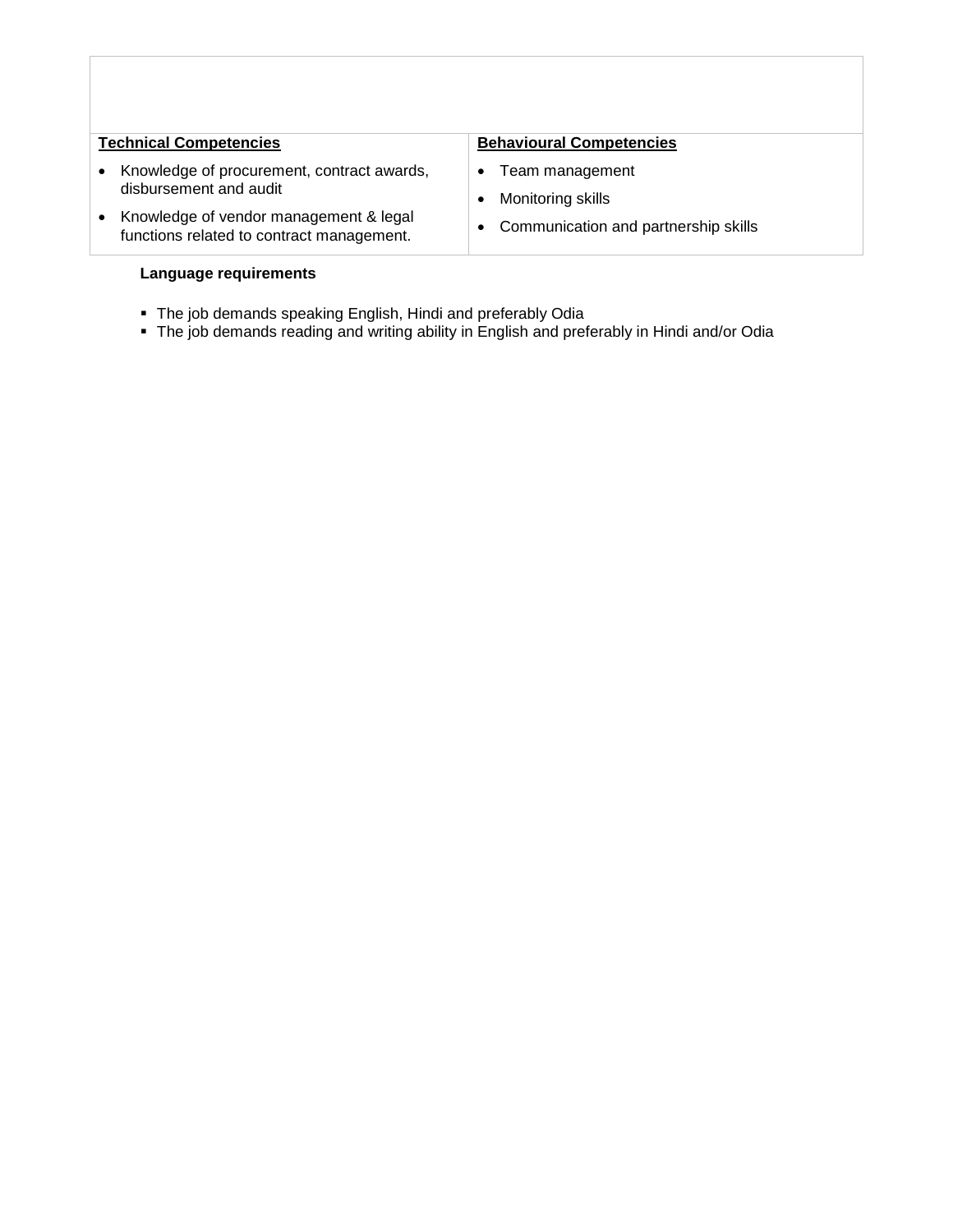| | |
|---|---|
| **Technical Competencies** | **Behavioural Competencies** |
| • Knowledge of procurement, contract awards, disbursement and audit<br>• Knowledge of vendor management & legal functions related to contract management. | • Team management<br>• Monitoring skills<br>• Communication and partnership skills |

**Language requirements**

- The job demands speaking English, Hindi and preferably Odia
- The job demands reading and writing ability in English and preferably in Hindi and/or Odia